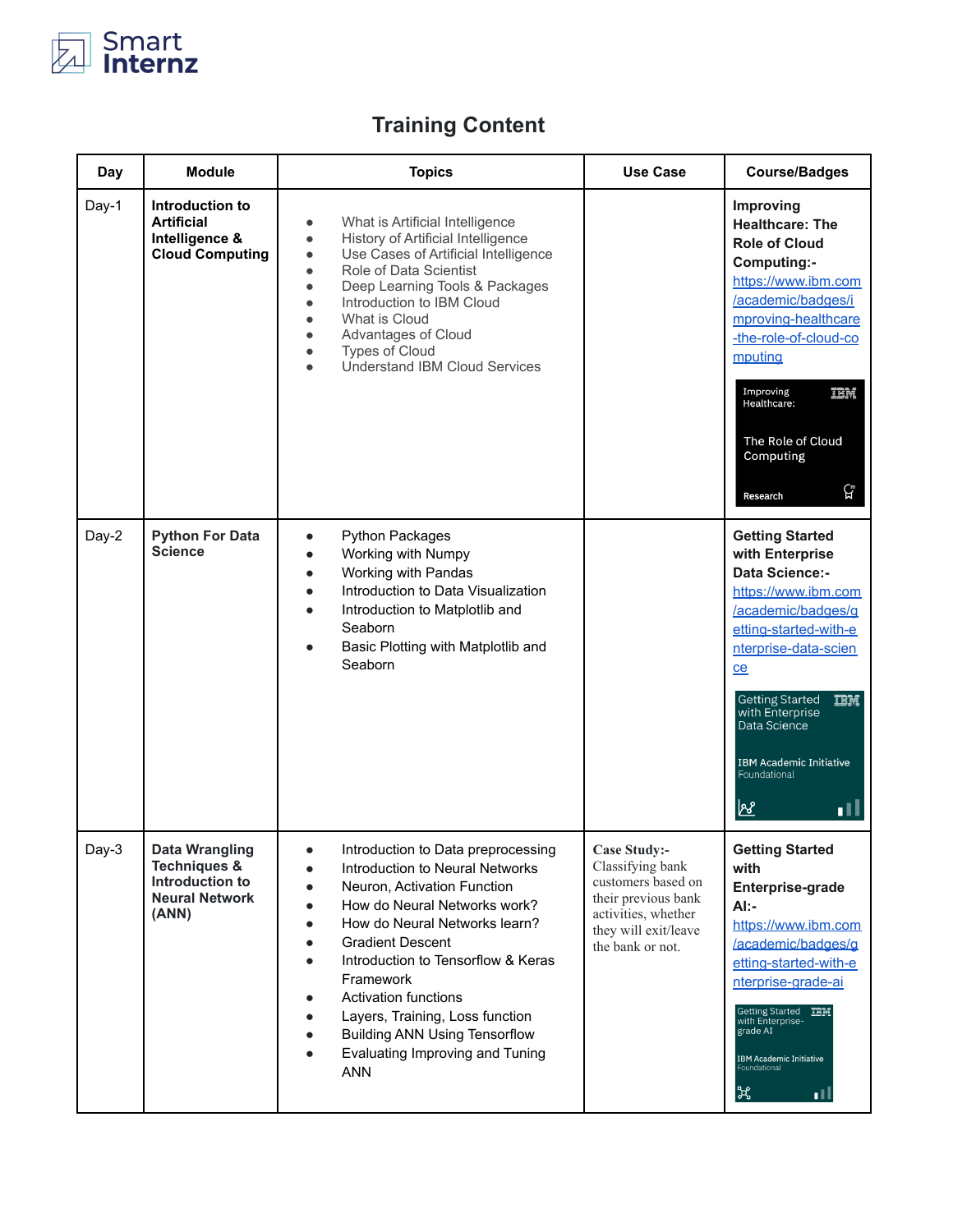Smart Internz

# Training Content

| Day | Module | Topics | Use Case | Course/Badges |
|---|---|---|---|---|
| Day-1 | **Introduction to Artificial Intelligence & Cloud Computing** | • What is Artificial Intelligence<br>• History of Artificial Intelligence<br>• Use Cases of Artificial Intelligence<br>• Role of Data Scientist<br>• Deep Learning Tools & Packages<br>• Introduction to IBM Cloud<br>• What is Cloud<br>• Advantages of Cloud<br>• Types of Cloud<br>• Understand IBM Cloud Services | | **Improving Healthcare: The Role of Cloud Computing:-** https://www.ibm.com/academic/badges/improving-healthcare-the-role-of-cloud-computing |
| Day-2 | **Python For Data Science** | • Python Packages<br>• Working with Numpy<br>• Working with Pandas<br>• Introduction to Data Visualization<br>• Introduction to Matplotlib and Seaborn<br>• Basic Plotting with Matplotlib and Seaborn | | **Getting Started with Enterprise Data Science:-** https://www.ibm.com/academic/badges/getting-started-with-enterprise-data-science |
| Day-3 | **Data Wrangling Techniques & Introduction to Neural Network (ANN)** | • Introduction to Data preprocessing<br>• Introduction to Neural Networks<br>• Neuron, Activation Function<br>• How do Neural Networks work?<br>• How do Neural Networks learn?<br>• Gradient Descent<br>• Introduction to Tensorflow & Keras Framework<br>• Activation functions<br>• Layers, Training, Loss function<br>• Building ANN Using Tensorflow<br>• Evaluating Improving and Tuning ANN | **Case Study:-** Classifying bank customers based on their previous bank activities, whether they will exit/leave the bank or not. | **Getting Started with Enterprise-grade AI:-** https://www.ibm.com/academic/badges/getting-started-with-enterprise-grade-ai |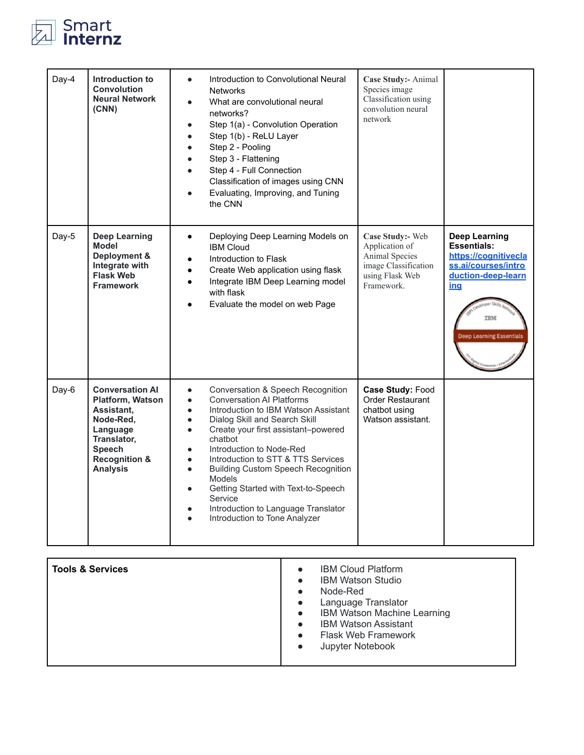| | | | | |
|---|---|---|---|---|
| Day-4 | **Introduction to Convolution Neural Network (CNN)** | • Introduction to Convolutional Neural Networks<br>• What are convolutional neural networks?<br>• Step 1(a) - Convolution Operation<br>• Step 1(b) - ReLU Layer<br>• Step 2 - Pooling<br>• Step 3 - Flattening<br>• Step 4 - Full Connection Classification of images using CNN<br>• Evaluating, Improving, and Tuning the CNN | **Case Study:-** Animal Species image Classification using convolution neural network | |
| Day-5 | **Deep Learning Model Deployment & Integrate with Flask Web Framework** | • Deploying Deep Learning Models on IBM Cloud<br>• Introduction to Flask<br>• Create Web application using flask<br>• Integrate IBM Deep Learning model with flask<br>• Evaluate the model on web Page | **Case Study:-** Web Application of Animal Species image Classification using Flask Web Framework. | **Deep Learning Essentials:** https://cognitiveclass.ai/courses/introduction-deep-learning |
| Day-6 | **Conversation AI Platform, Watson Assistant, Node-Red, Language Translator, Speech Recognition & Analysis** | • Conversation & Speech Recognition<br>• Conversation AI Platforms<br>• Introduction to IBM Watson Assistant<br>• Dialog Skill and Search Skill<br>• Create your first assistant–powered chatbot<br>• Introduction to Node-Red<br>• Introduction to STT & TTS Services<br>• Building Custom Speech Recognition Models<br>• Getting Started with Text-to-Speech Service<br>• Introduction to Language Translator<br>• Introduction to Tone Analyzer | **Case Study:** Food Order Restaurant chatbot using Watson assistant. | |

| | |
|---|---|
| **Tools & Services** | • IBM Cloud Platform<br>• IBM Watson Studio<br>• Node-Red<br>• Language Translator<br>• IBM Watson Machine Learning<br>• IBM Watson Assistant<br>• Flask Web Framework<br>• Jupyter Notebook |